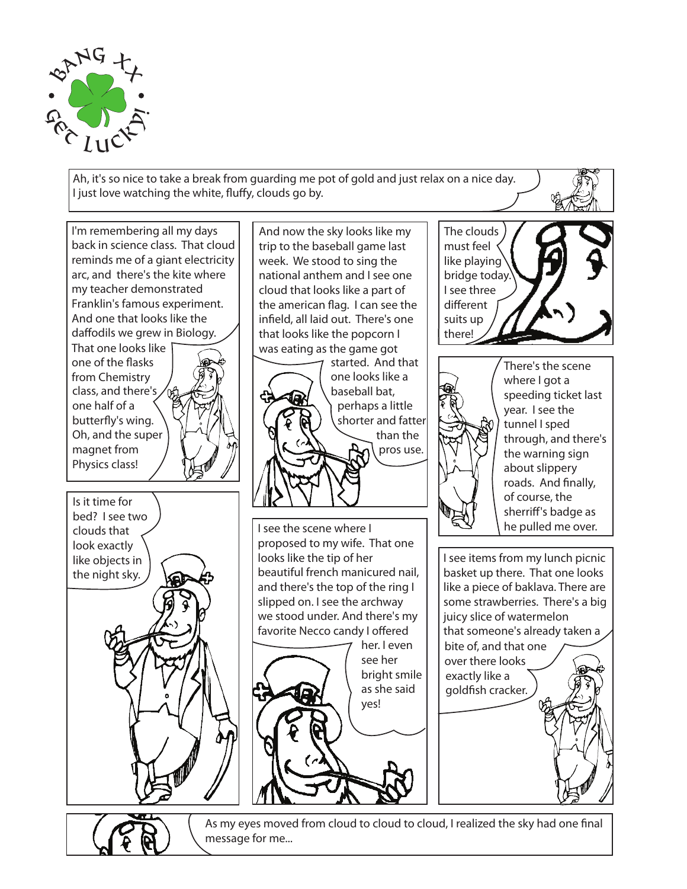BANG XX • GET LUCKY! •

Ah, it's so nice to take a break from guarding me pot of gold and just relax on a nice day. I just love watching the white, fluffy, clouds go by.

I'm remembering all my days back in science class. That cloud reminds me of a giant electricity arc, and there's the kite where my teacher demonstrated Franklin's famous experiment. And one that looks like the daffodils we grew in Biology. That one looks like one of the flasks from Chemistry class, and there's one half of a butterfly's wing. Oh, and the super magnet from Physics class!

And now the sky looks like my trip to the baseball game last week. We stood to sing the national anthem and I see one cloud that looks like a part of the american flag. I can see the infield, all laid out. There's one that looks like the popcorn I was eating as the game got started. And that one looks like a baseball bat, perhaps a little shorter and fatter than the pros use.

The clouds must feel like playing bridge today. I see three different suits up there!

There's the scene where I got a speeding ticket last year. I see the tunnel I sped through, and there's the warning sign about slippery roads. And finally, of course, the sherriff's badge as he pulled me over.

Is it time for bed? I see two clouds that look exactly like objects in the night sky.

I see the scene where I proposed to my wife. That one looks like the tip of her beautiful french manicured nail, and there's the top of the ring I slipped on. I see the archway we stood under. And there's my favorite Necco candy I offered her. I even see her bright smile as she said yes!

I see items from my lunch picnic basket up there. That one looks like a piece of baklava. There are some strawberries. There's a big juicy slice of watermelon that someone's already taken a bite of, and that one over there looks exactly like a goldfish cracker.

As my eyes moved from cloud to cloud to cloud, I realized the sky had one final message for me...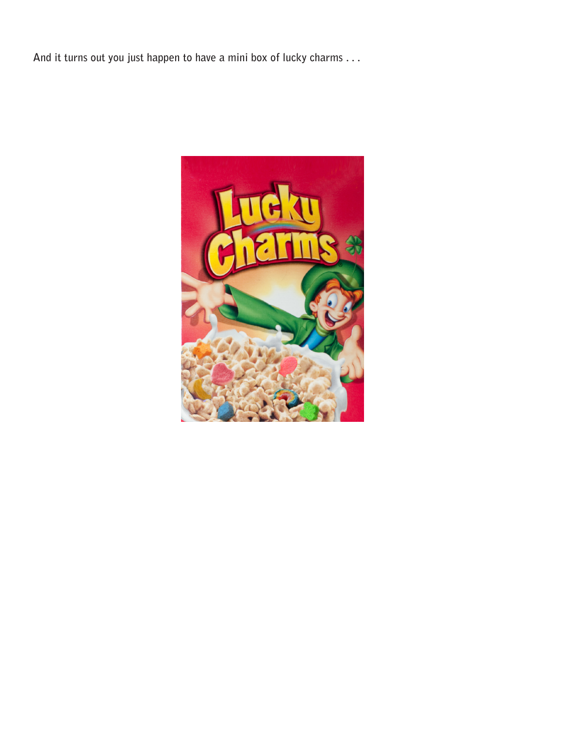And it turns out you just happen to have a mini box of lucky charms . . .